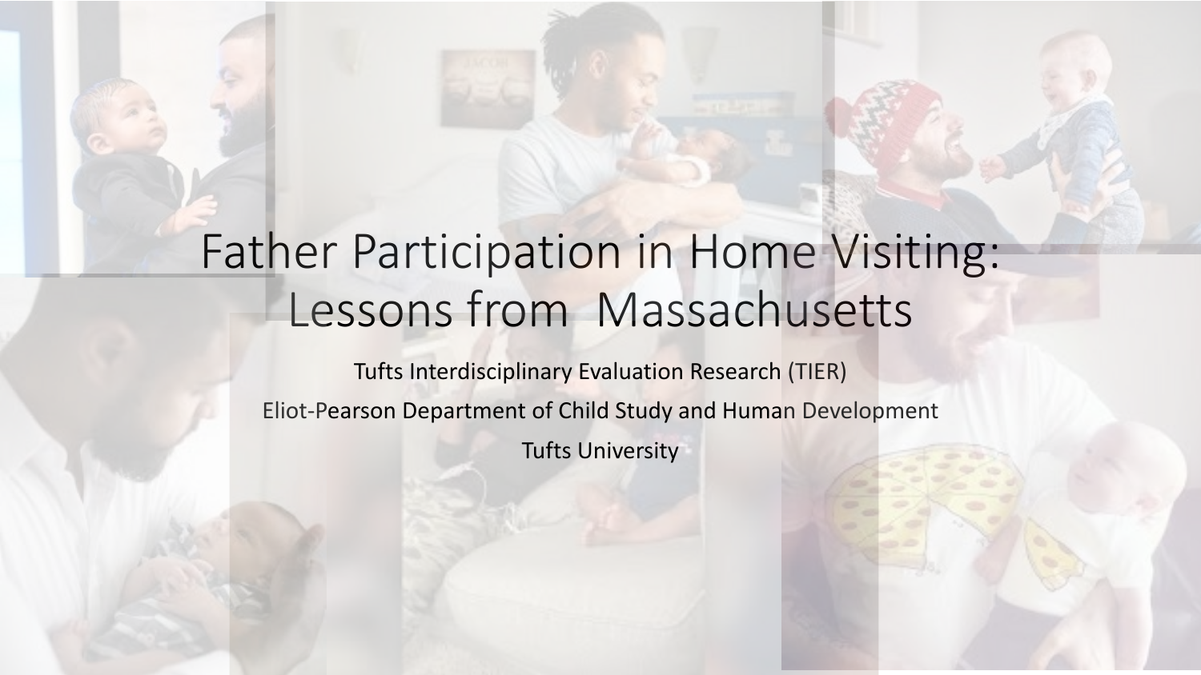# Father Participation in Home Visiting: Lessons from Massachusetts

Tufts Interdisciplinary Evaluation Research (TIER)

Eliot-Pearson Department of Child Study and Human Development

Tufts University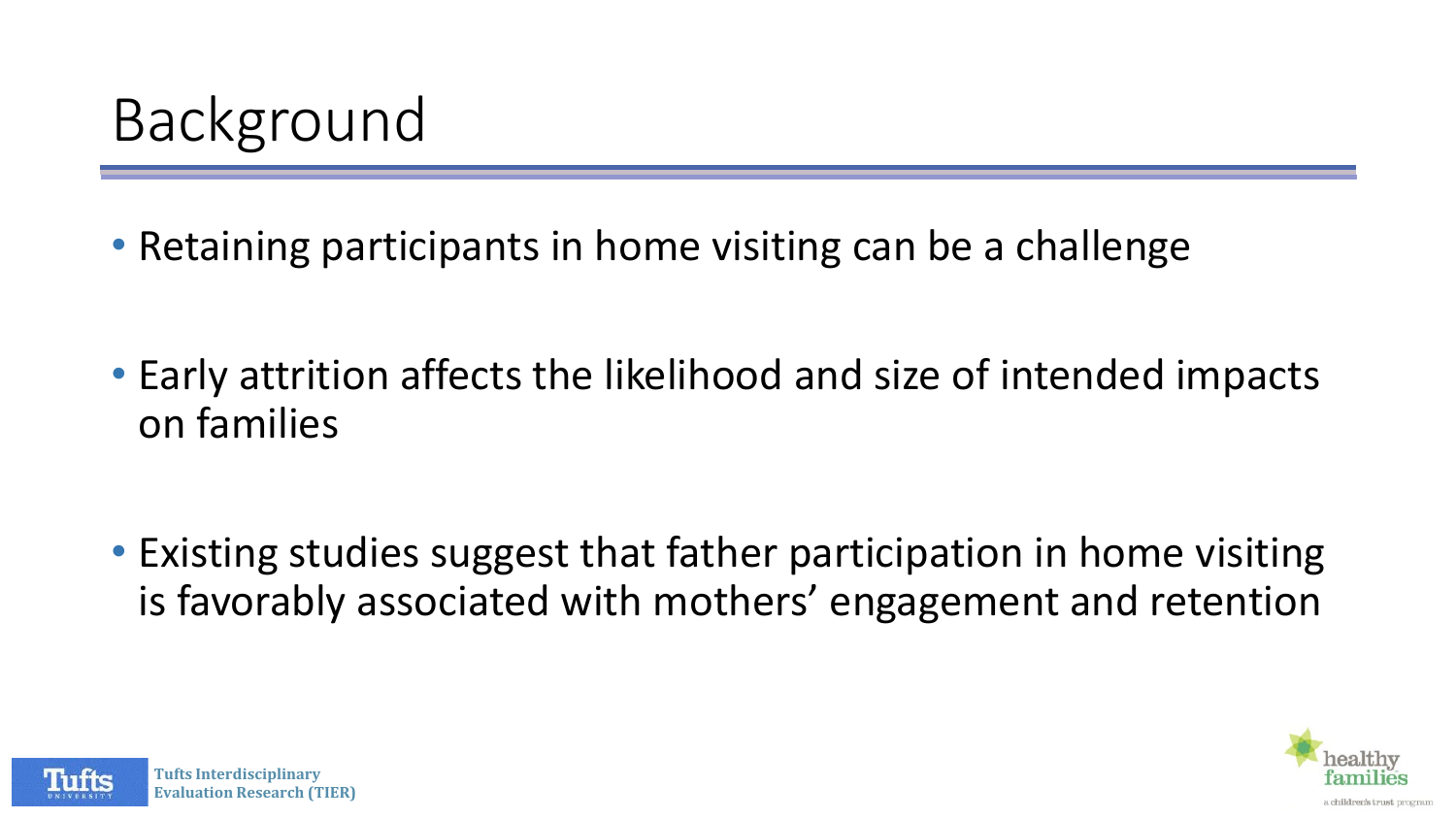# Background

- Retaining participants in home visiting can be a challenge
- Early attrition affects the likelihood and size of intended impacts on families
- Existing studies suggest that father participation in home visiting is favorably associated with mothers' engagement and retention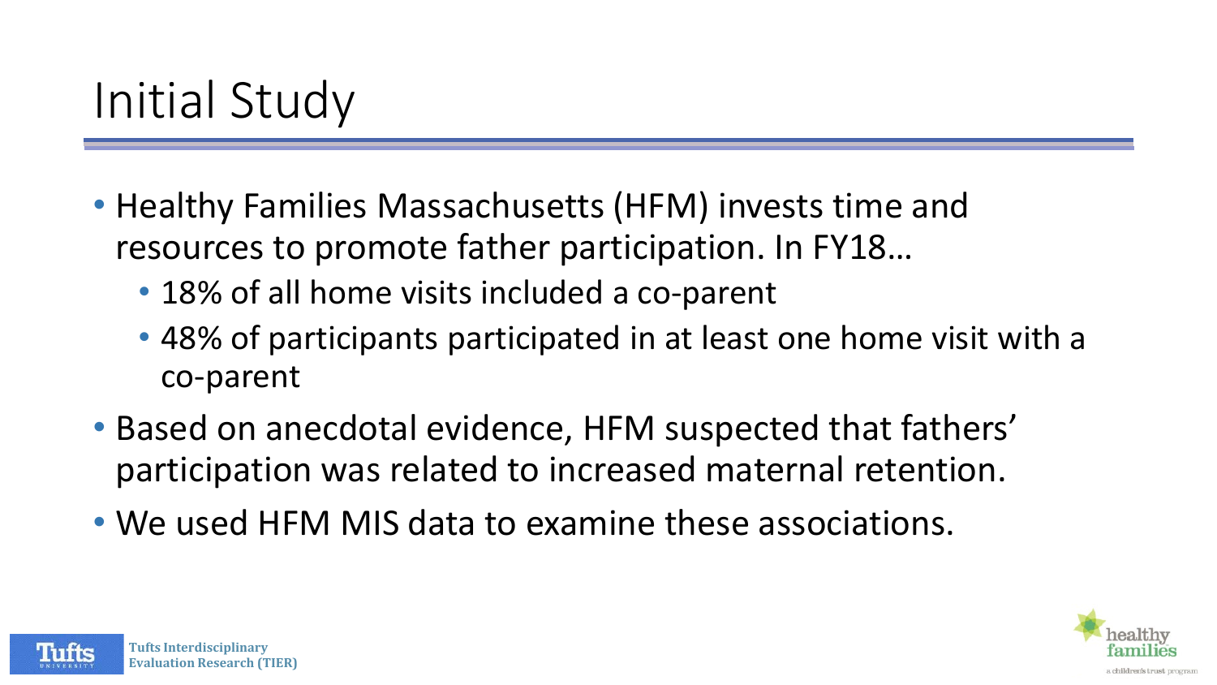# Initial Study

- Healthy Families Massachusetts (HFM) invests time and resources to promote father participation. In FY18…
  - 18% of all home visits included a co-parent
  - 48% of participants participated in at least one home visit with a co-parent
- Based on anecdotal evidence, HFM suspected that fathers' participation was related to increased maternal retention.
- We used HFM MIS data to examine these associations.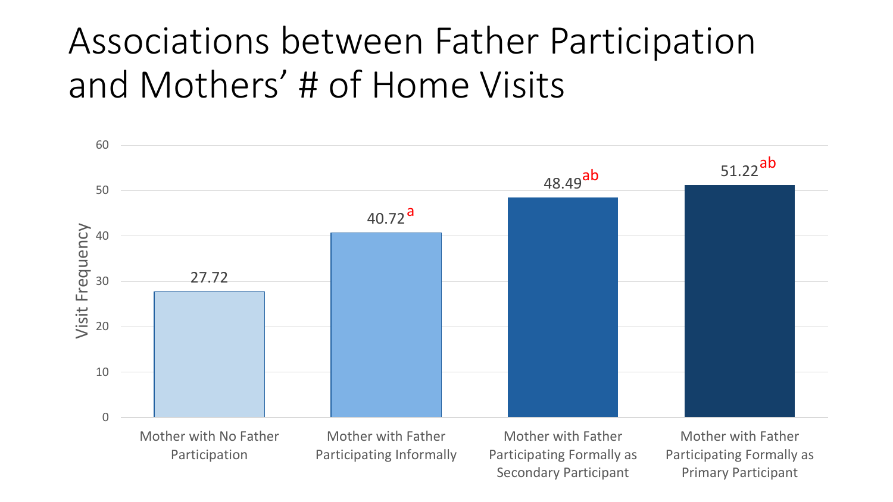# Associations between Father Participation and Mothers' # of Home Visits

| | Visit Frequency |
|---|---|
| Mother with No Father Participation | 27.72 |
| Mother with Father Participating Informally | 40.72 [a] |
| Mother with Father Participating Formally as Secondary Participant | 48.49 [ab] |
| Mother with Father Participating Formally as Primary Participant | 51.22 [ab] |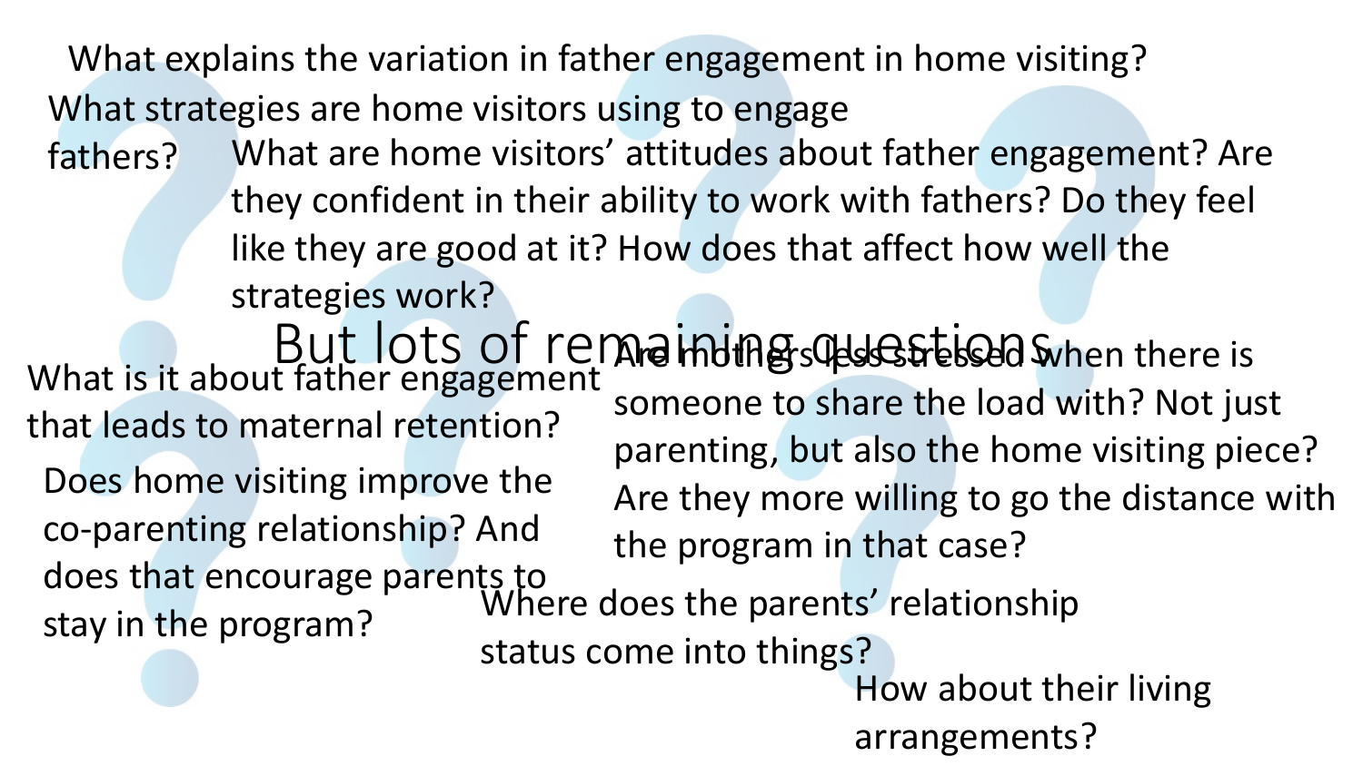# But lots of remaining questions

What explains the variation in father engagement in home visiting?

What strategies are home visitors using to engage fathers?

What are home visitors' attitudes about father engagement? Are they confident in their ability to work with fathers? Do they feel like they are good at it? How does that affect how well the strategies work?

What is it about father engagement that leads to maternal retention?

Are mothers less stressed when there is someone to share the load with? Not just parenting, but also the home visiting piece? Are they more willing to go the distance with the program in that case?

Does home visiting improve the co-parenting relationship? And does that encourage parents to stay in the program?

Where does the parents' relationship status come into things?

How about their living arrangements?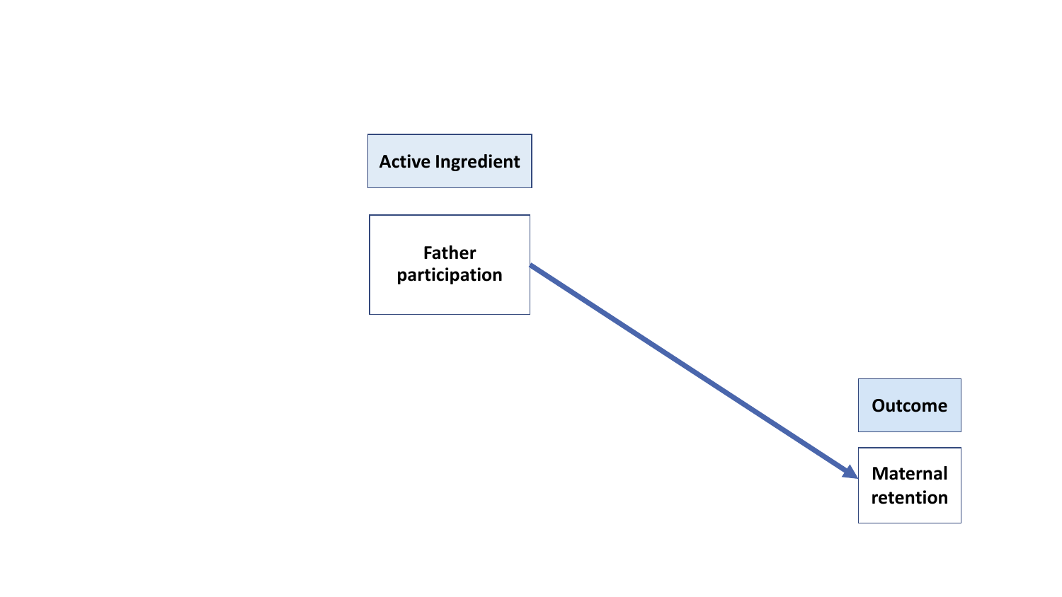**Active Ingredient**

**Father participation**

**Outcome**

**Maternal retention**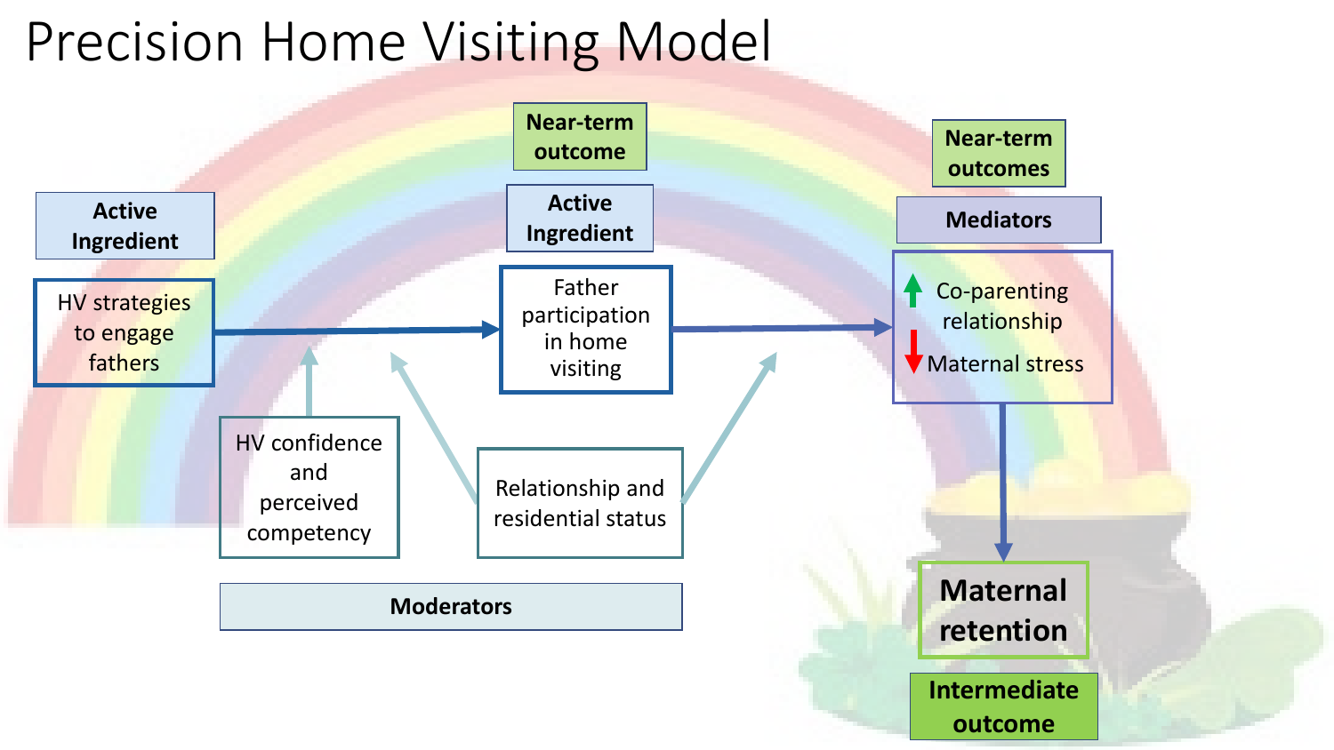# Precision Home Visiting Model

**Active Ingredient**

HV strategies to engage fathers

**Near-term outcome**

**Active Ingredient**

Father participation in home visiting

**Near-term outcomes**

**Mediators**

↑ Co-parenting relationship

↓ Maternal stress

**Maternal retention**

**Intermediate outcome**

HV confidence and perceived competency

Relationship and residential status

**Moderators**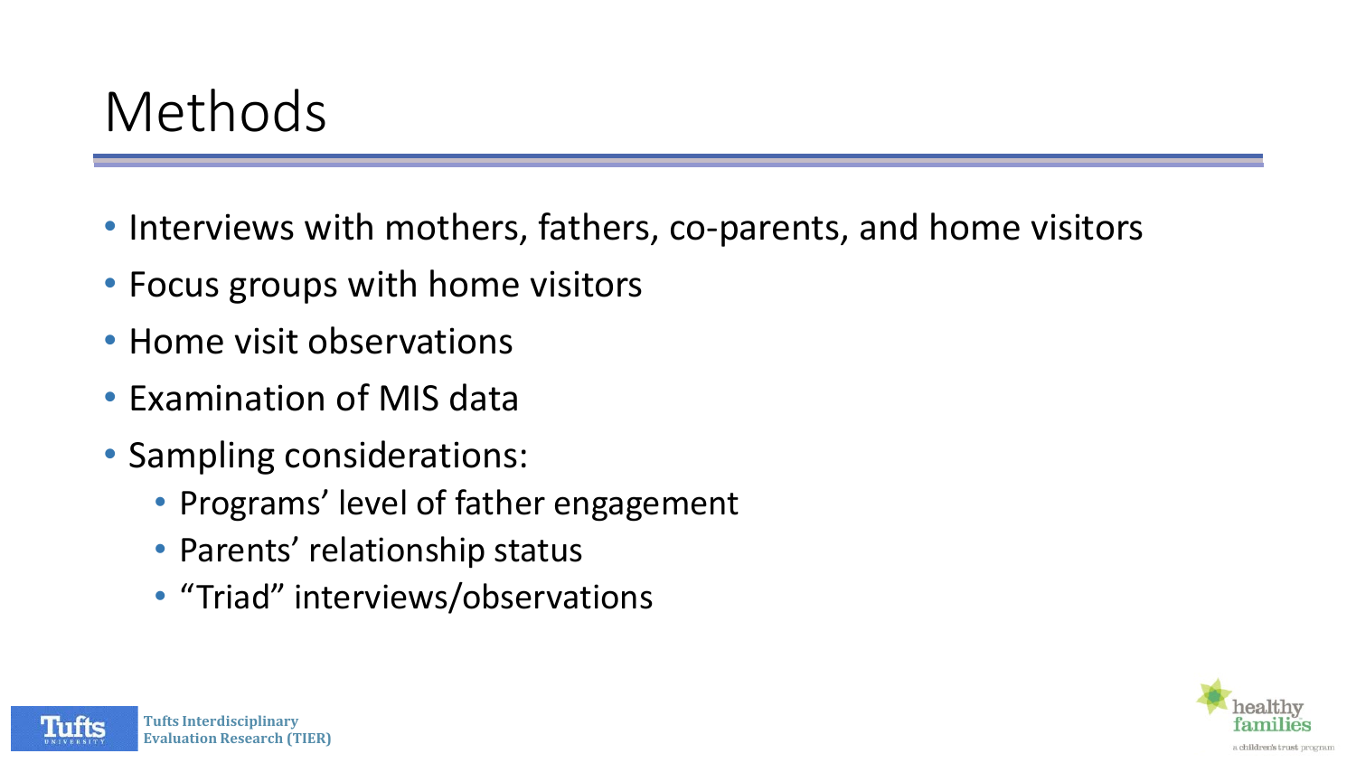# Methods

- Interviews with mothers, fathers, co-parents, and home visitors
- Focus groups with home visitors
- Home visit observations
- Examination of MIS data
- Sampling considerations:
  - Programs' level of father engagement
  - Parents' relationship status
  - "Triad" interviews/observations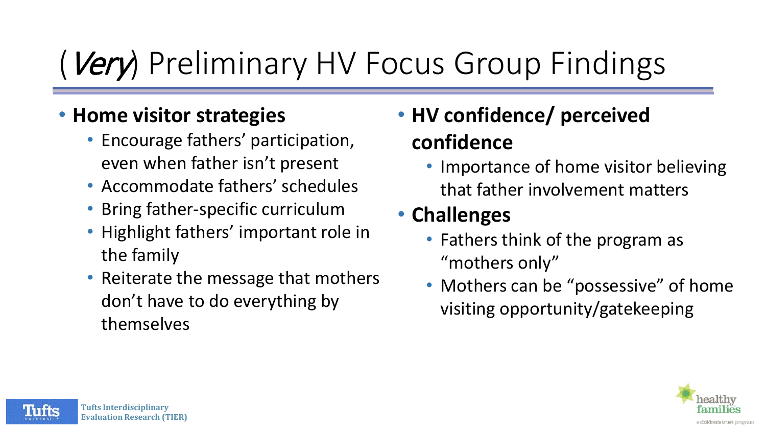# (*Very*) Preliminary HV Focus Group Findings

- **Home visitor strategies**
  - Encourage fathers' participation, even when father isn't present
  - Accommodate fathers' schedules
  - Bring father-specific curriculum
  - Highlight fathers' important role in the family
  - Reiterate the message that mothers don't have to do everything by themselves
- **HV confidence/ perceived confidence**
  - Importance of home visitor believing that father involvement matters
- **Challenges**
  - Fathers think of the program as "mothers only"
  - Mothers can be "possessive" of home visiting opportunity/gatekeeping

Tufts Interdisciplinary Evaluation Research (TIER)

healthy families
a children's trust program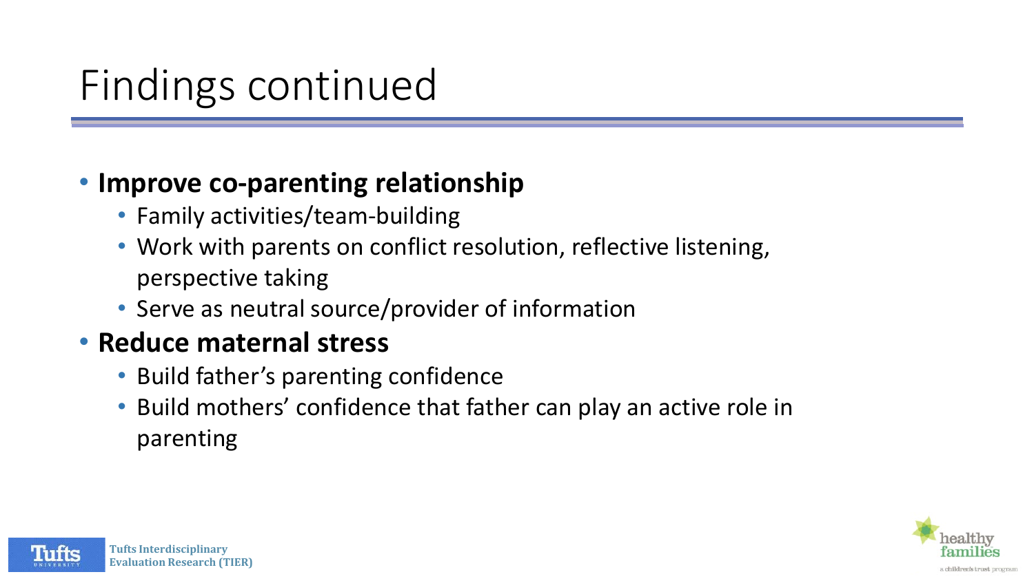# Findings continued

- **Improve co-parenting relationship**
  - Family activities/team-building
  - Work with parents on conflict resolution, reflective listening, perspective taking
  - Serve as neutral source/provider of information
- **Reduce maternal stress**
  - Build father's parenting confidence
  - Build mothers' confidence that father can play an active role in parenting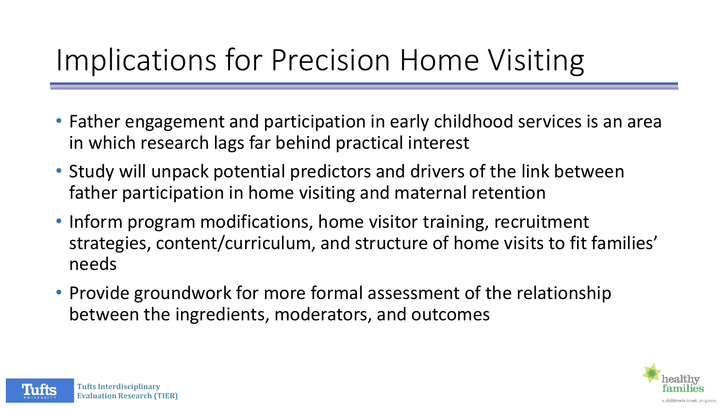# Implications for Precision Home Visiting

- Father engagement and participation in early childhood services is an area in which research lags far behind practical interest
- Study will unpack potential predictors and drivers of the link between father participation in home visiting and maternal retention
- Inform program modifications, home visitor training, recruitment strategies, content/curriculum, and structure of home visits to fit families' needs
- Provide groundwork for more formal assessment of the relationship between the ingredients, moderators, and outcomes

Tufts Interdisciplinary Evaluation Research (TIER)

healthy families
a children's trust program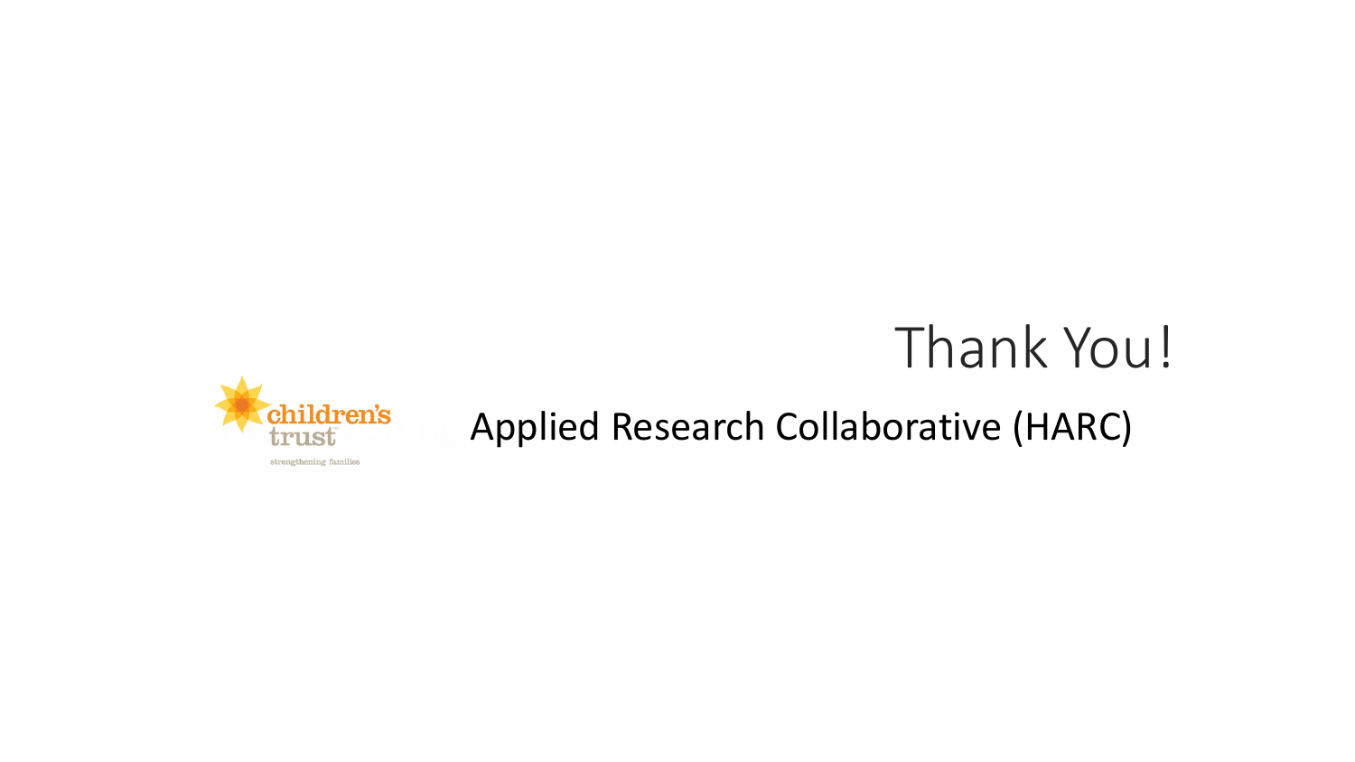# Thank You!

children's trust

strengthening families

Applied Research Collaborative (HARC)